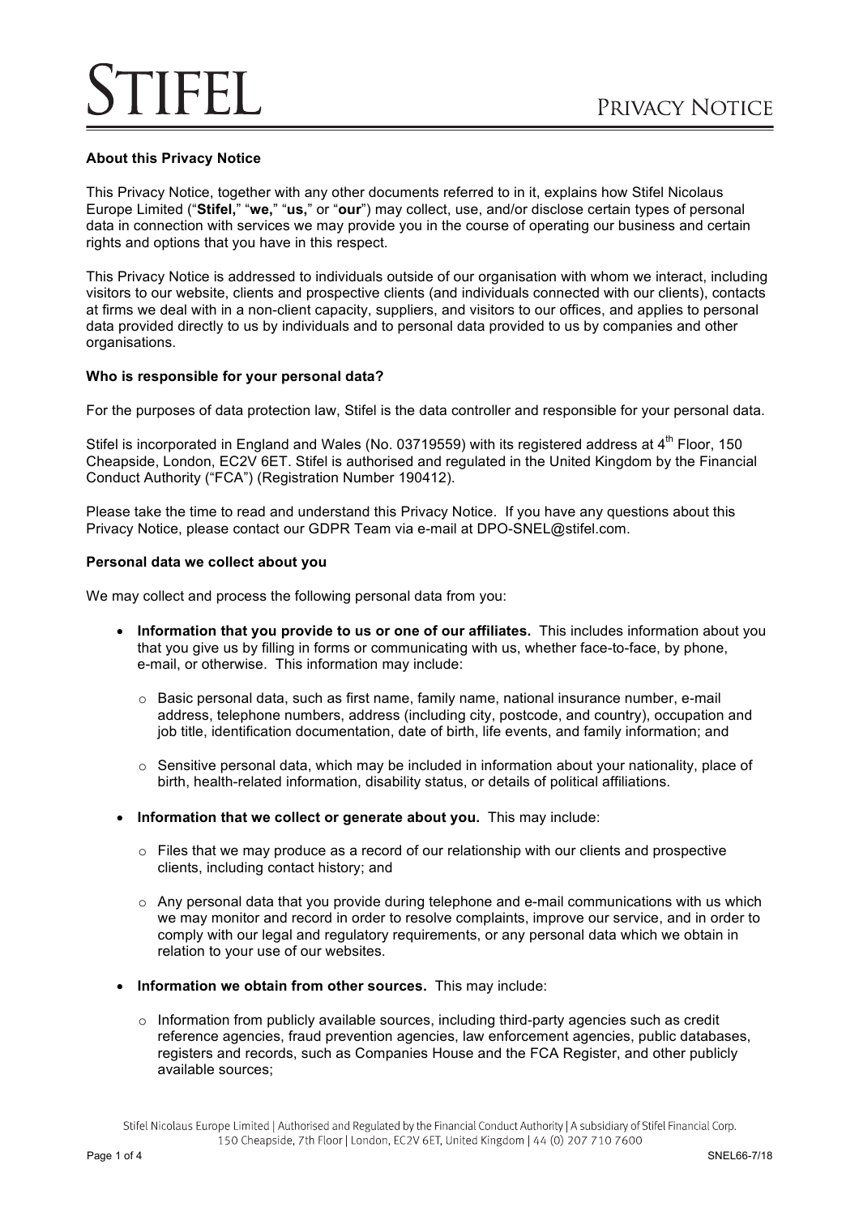# STIFEL

## PRIVACY NOTICE

**About this Privacy Notice**

This Privacy Notice, together with any other documents referred to in it, explains how Stifel Nicolaus Europe Limited ("**Stifel,**" "**we,**" "**us,**" or "**our**") may collect, use, and/or disclose certain types of personal data in connection with services we may provide you in the course of operating our business and certain rights and options that you have in this respect.

This Privacy Notice is addressed to individuals outside of our organisation with whom we interact, including visitors to our website, clients and prospective clients (and individuals connected with our clients), contacts at firms we deal with in a non-client capacity, suppliers, and visitors to our offices, and applies to personal data provided directly to us by individuals and to personal data provided to us by companies and other organisations.

**Who is responsible for your personal data?**

For the purposes of data protection law, Stifel is the data controller and responsible for your personal data.

Stifel is incorporated in England and Wales (No. 03719559) with its registered address at 4th Floor, 150 Cheapside, London, EC2V 6ET. Stifel is authorised and regulated in the United Kingdom by the Financial Conduct Authority ("FCA") (Registration Number 190412).

Please take the time to read and understand this Privacy Notice. If you have any questions about this Privacy Notice, please contact our GDPR Team via e-mail at DPO-SNEL@stifel.com.

**Personal data we collect about you**

We may collect and process the following personal data from you:

- **Information that you provide to us or one of our affiliates.** This includes information about you that you give us by filling in forms or communicating with us, whether face-to-face, by phone, e-mail, or otherwise. This information may include:
  - Basic personal data, such as first name, family name, national insurance number, e-mail address, telephone numbers, address (including city, postcode, and country), occupation and job title, identification documentation, date of birth, life events, and family information; and
  - Sensitive personal data, which may be included in information about your nationality, place of birth, health-related information, disability status, or details of political affiliations.
- **Information that we collect or generate about you.** This may include:
  - Files that we may produce as a record of our relationship with our clients and prospective clients, including contact history; and
  - Any personal data that you provide during telephone and e-mail communications with us which we may monitor and record in order to resolve complaints, improve our service, and in order to comply with our legal and regulatory requirements, or any personal data which we obtain in relation to your use of our websites.
- **Information we obtain from other sources.** This may include:
  - Information from publicly available sources, including third-party agencies such as credit reference agencies, fraud prevention agencies, law enforcement agencies, public databases, registers and records, such as Companies House and the FCA Register, and other publicly available sources;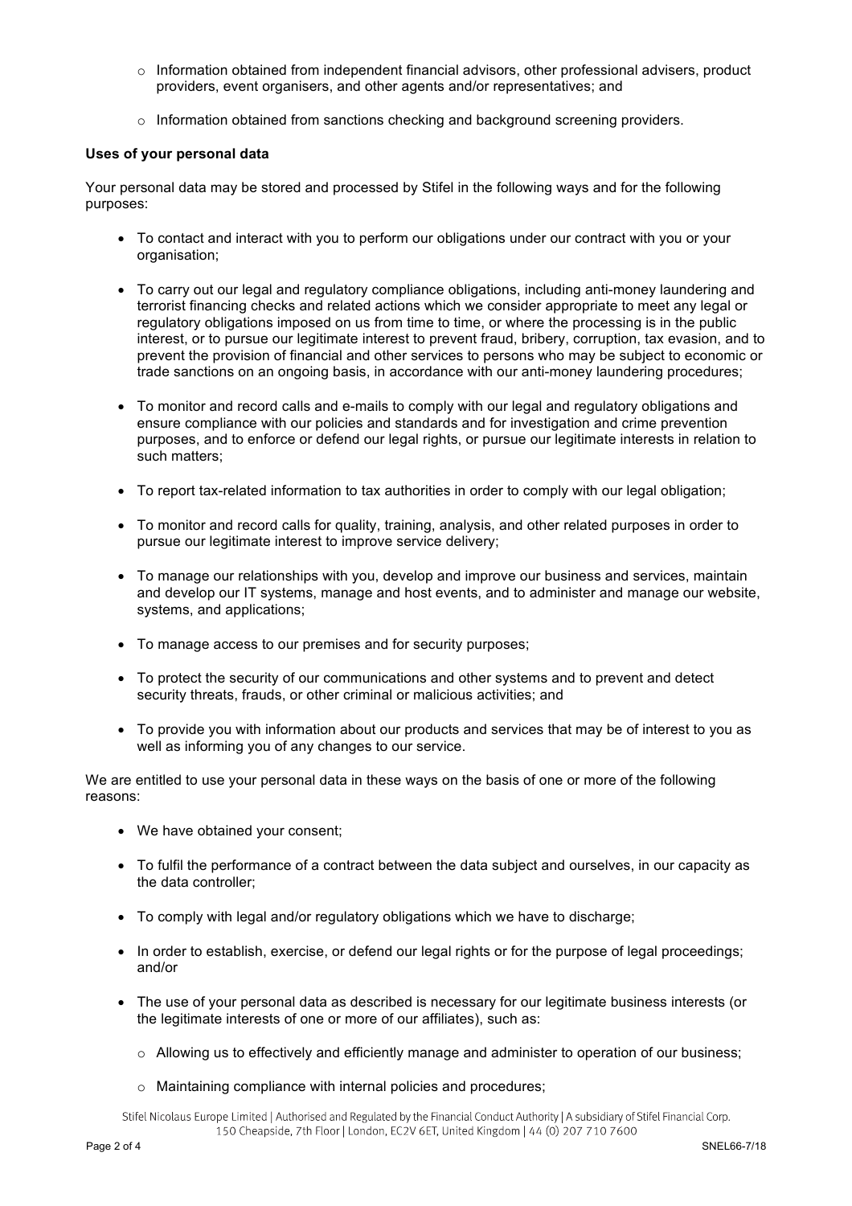- Information obtained from independent financial advisors, other professional advisers, product providers, event organisers, and other agents and/or representatives; and

    - Information obtained from sanctions checking and background screening providers.

**Uses of your personal data**

Your personal data may be stored and processed by Stifel in the following ways and for the following purposes:

- To contact and interact with you to perform our obligations under our contract with you or your organisation;

- To carry out our legal and regulatory compliance obligations, including anti-money laundering and terrorist financing checks and related actions which we consider appropriate to meet any legal or regulatory obligations imposed on us from time to time, or where the processing is in the public interest, or to pursue our legitimate interest to prevent fraud, bribery, corruption, tax evasion, and to prevent the provision of financial and other services to persons who may be subject to economic or trade sanctions on an ongoing basis, in accordance with our anti-money laundering procedures;

- To monitor and record calls and e-mails to comply with our legal and regulatory obligations and ensure compliance with our policies and standards and for investigation and crime prevention purposes, and to enforce or defend our legal rights, or pursue our legitimate interests in relation to such matters;

- To report tax-related information to tax authorities in order to comply with our legal obligation;

- To monitor and record calls for quality, training, analysis, and other related purposes in order to pursue our legitimate interest to improve service delivery;

- To manage our relationships with you, develop and improve our business and services, maintain and develop our IT systems, manage and host events, and to administer and manage our website, systems, and applications;

- To manage access to our premises and for security purposes;

- To protect the security of our communications and other systems and to prevent and detect security threats, frauds, or other criminal or malicious activities; and

- To provide you with information about our products and services that may be of interest to you as well as informing you of any changes to our service.

We are entitled to use your personal data in these ways on the basis of one or more of the following reasons:

- We have obtained your consent;

- To fulfil the performance of a contract between the data subject and ourselves, in our capacity as the data controller;

- To comply with legal and/or regulatory obligations which we have to discharge;

- In order to establish, exercise, or defend our legal rights or for the purpose of legal proceedings; and/or

- The use of your personal data as described is necessary for our legitimate business interests (or the legitimate interests of one or more of our affiliates), such as:

    - Allowing us to effectively and efficiently manage and administer to operation of our business;

    - Maintaining compliance with internal policies and procedures;

Stifel Nicolaus Europe Limited | Authorised and Regulated by the Financial Conduct Authority | A subsidiary of Stifel Financial Corp.
150 Cheapside, 7th Floor | London, EC2V 6ET, United Kingdom | 44 (0) 207 710 7600

SNEL66-7/18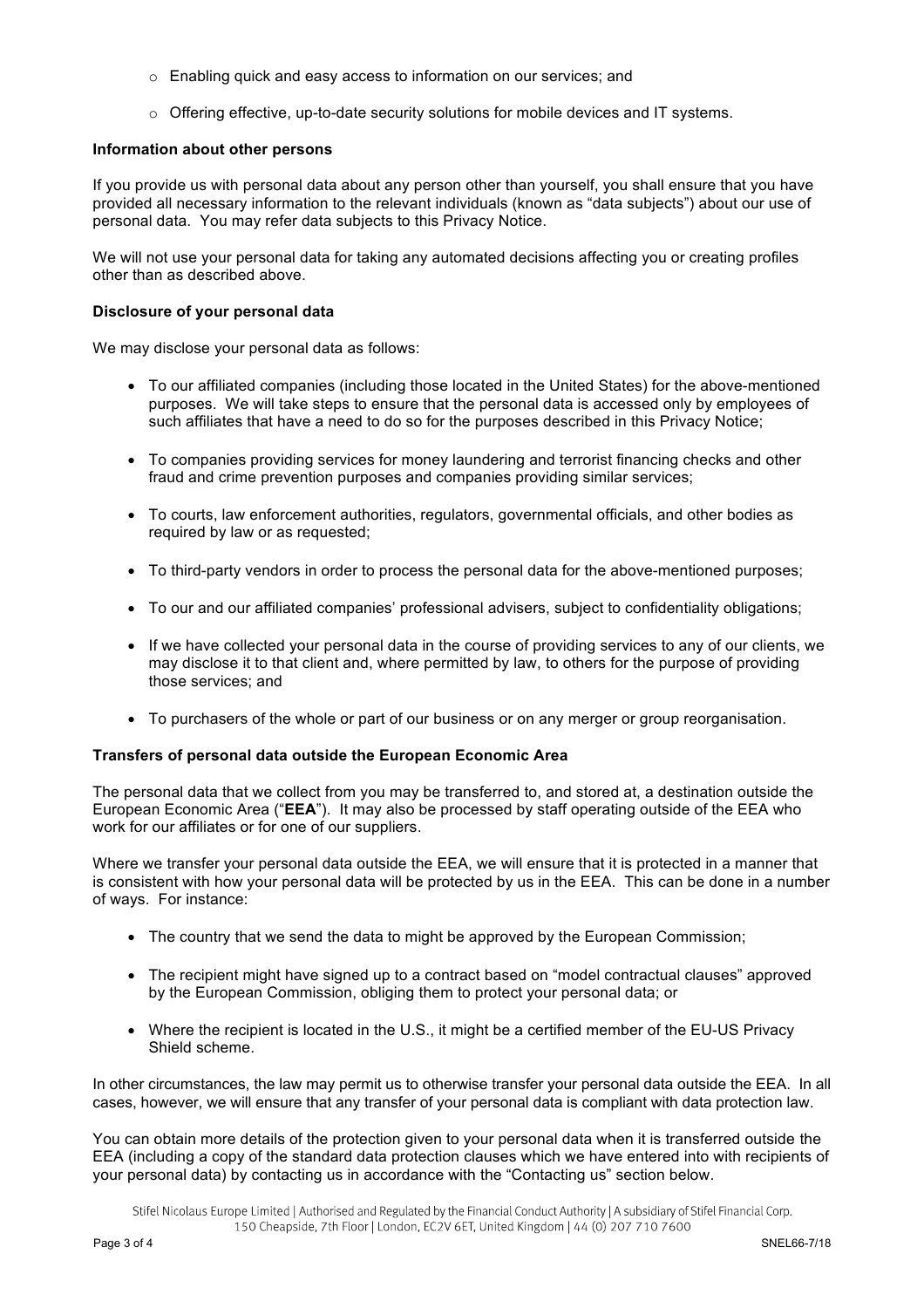- Enabling quick and easy access to information on our services; and
- Offering effective, up-to-date security solutions for mobile devices and IT systems.

**Information about other persons**

If you provide us with personal data about any person other than yourself, you shall ensure that you have provided all necessary information to the relevant individuals (known as "data subjects") about our use of personal data. You may refer data subjects to this Privacy Notice.

We will not use your personal data for taking any automated decisions affecting you or creating profiles other than as described above.

**Disclosure of your personal data**

We may disclose your personal data as follows:

- To our affiliated companies (including those located in the United States) for the above-mentioned purposes. We will take steps to ensure that the personal data is accessed only by employees of such affiliates that have a need to do so for the purposes described in this Privacy Notice;
- To companies providing services for money laundering and terrorist financing checks and other fraud and crime prevention purposes and companies providing similar services;
- To courts, law enforcement authorities, regulators, governmental officials, and other bodies as required by law or as requested;
- To third-party vendors in order to process the personal data for the above-mentioned purposes;
- To our and our affiliated companies' professional advisers, subject to confidentiality obligations;
- If we have collected your personal data in the course of providing services to any of our clients, we may disclose it to that client and, where permitted by law, to others for the purpose of providing those services; and
- To purchasers of the whole or part of our business or on any merger or group reorganisation.

**Transfers of personal data outside the European Economic Area**

The personal data that we collect from you may be transferred to, and stored at, a destination outside the European Economic Area ("**EEA**"). It may also be processed by staff operating outside of the EEA who work for our affiliates or for one of our suppliers.

Where we transfer your personal data outside the EEA, we will ensure that it is protected in a manner that is consistent with how your personal data will be protected by us in the EEA. This can be done in a number of ways. For instance:

- The country that we send the data to might be approved by the European Commission;
- The recipient might have signed up to a contract based on "model contractual clauses" approved by the European Commission, obliging them to protect your personal data; or
- Where the recipient is located in the U.S., it might be a certified member of the EU-US Privacy Shield scheme.

In other circumstances, the law may permit us to otherwise transfer your personal data outside the EEA. In all cases, however, we will ensure that any transfer of your personal data is compliant with data protection law.

You can obtain more details of the protection given to your personal data when it is transferred outside the EEA (including a copy of the standard data protection clauses which we have entered into with recipients of your personal data) by contacting us in accordance with the "Contacting us" section below.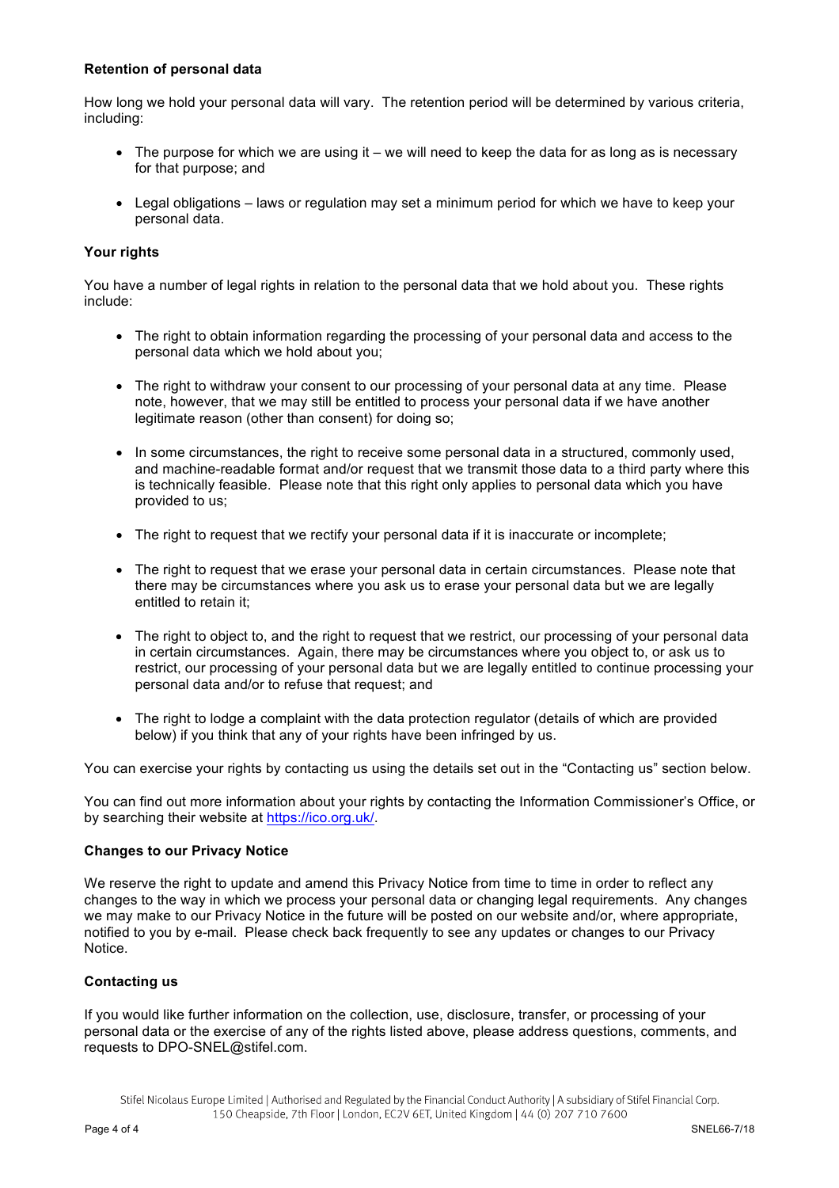**Retention of personal data**

How long we hold your personal data will vary. The retention period will be determined by various criteria, including:

- The purpose for which we are using it – we will need to keep the data for as long as is necessary for that purpose; and
- Legal obligations – laws or regulation may set a minimum period for which we have to keep your personal data.

**Your rights**

You have a number of legal rights in relation to the personal data that we hold about you. These rights include:

- The right to obtain information regarding the processing of your personal data and access to the personal data which we hold about you;
- The right to withdraw your consent to our processing of your personal data at any time. Please note, however, that we may still be entitled to process your personal data if we have another legitimate reason (other than consent) for doing so;
- In some circumstances, the right to receive some personal data in a structured, commonly used, and machine-readable format and/or request that we transmit those data to a third party where this is technically feasible. Please note that this right only applies to personal data which you have provided to us;
- The right to request that we rectify your personal data if it is inaccurate or incomplete;
- The right to request that we erase your personal data in certain circumstances. Please note that there may be circumstances where you ask us to erase your personal data but we are legally entitled to retain it;
- The right to object to, and the right to request that we restrict, our processing of your personal data in certain circumstances. Again, there may be circumstances where you object to, or ask us to restrict, our processing of your personal data but we are legally entitled to continue processing your personal data and/or to refuse that request; and
- The right to lodge a complaint with the data protection regulator (details of which are provided below) if you think that any of your rights have been infringed by us.

You can exercise your rights by contacting us using the details set out in the "Contacting us" section below.

You can find out more information about your rights by contacting the Information Commissioner's Office, or by searching their website at https://ico.org.uk/.

**Changes to our Privacy Notice**

We reserve the right to update and amend this Privacy Notice from time to time in order to reflect any changes to the way in which we process your personal data or changing legal requirements. Any changes we may make to our Privacy Notice in the future will be posted on our website and/or, where appropriate, notified to you by e-mail. Please check back frequently to see any updates or changes to our Privacy Notice.

**Contacting us**

If you would like further information on the collection, use, disclosure, transfer, or processing of your personal data or the exercise of any of the rights listed above, please address questions, comments, and requests to DPO-SNEL@stifel.com.